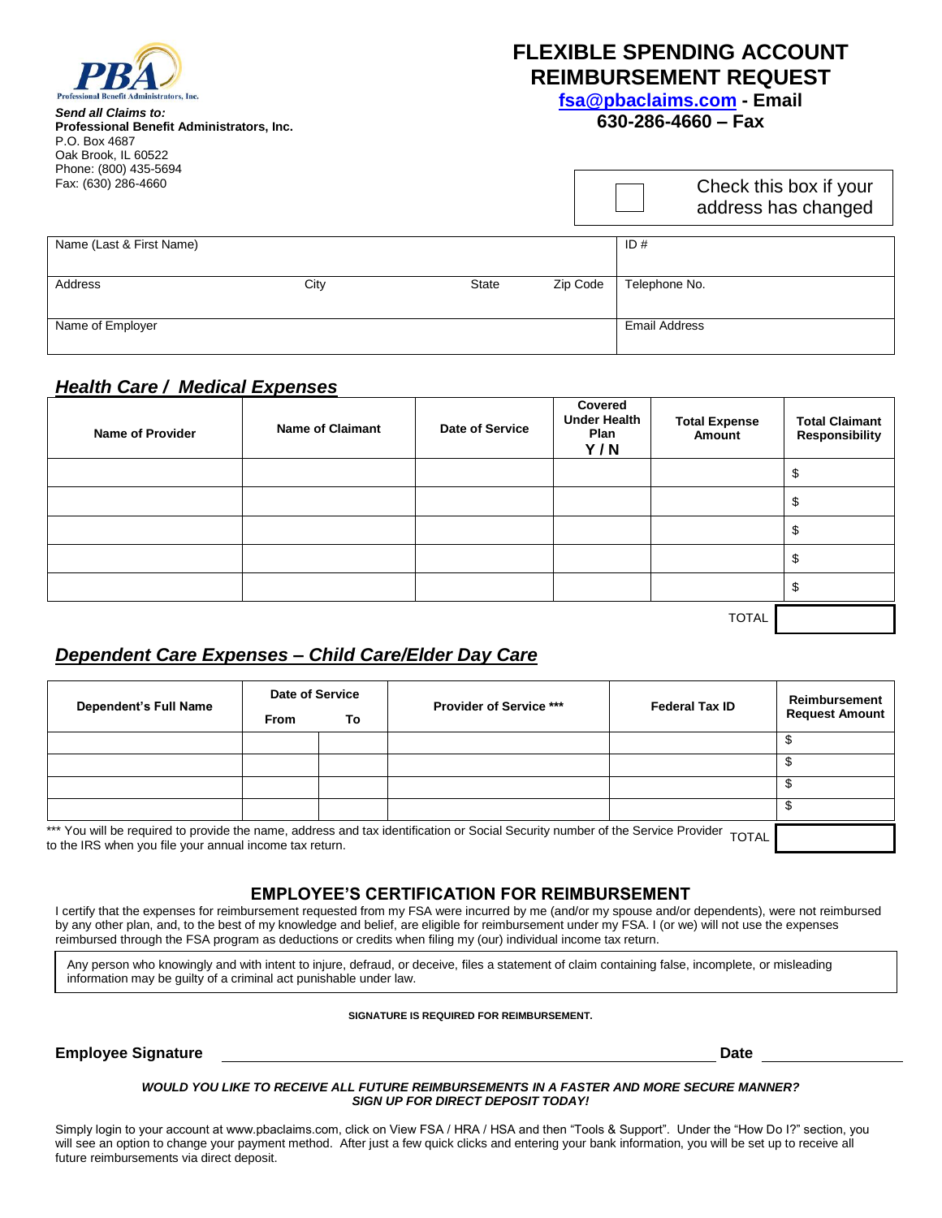PBA
Professional Benefit Administrators, Inc.

*Send all Claims to:*
**Professional Benefit Administrators, Inc.**
P.O. Box 4687
Oak Brook, IL 60522
Phone: (800) 435-5694
Fax: (630) 286-4660

# FLEXIBLE SPENDING ACCOUNT REIMBURSEMENT REQUEST

**fsa@pbaclaims.com - Email**
**630-286-4660 – Fax**

☐ Check this box if your address has changed

| Name (Last & First Name) | | | | ID # |
|---|---|---|---|---|
| Address | City | State | Zip Code | Telephone No. |
| Name of Employer | | | | Email Address |

## *Health Care / Medical Expenses*

| Name of Provider | Name of Claimant | Date of Service | Covered Under Health Plan Y / N | Total Expense Amount | Total Claimant Responsibility |
|---|---|---|---|---|---|
| | | | | | $ |
| | | | | | $ |
| | | | | | $ |
| | | | | | $ |
| | | | | | $ |
| | | | | TOTAL | |

## *Dependent Care Expenses – Child Care/Elder Day Care*

| Dependent's Full Name | Date of Service | | Provider of Service *** | Federal Tax ID | Reimbursement Request Amount |
|---|---|---|---|---|---|
| | From | To | | | |
| | | | | | $ |
| | | | | | $ |
| | | | | | $ |
| | | | | | $ |
| | | | | TOTAL | |

*** You will be required to provide the name, address and tax identification or Social Security number of the Service Provider to the IRS when you file your annual income tax return.

## EMPLOYEE'S CERTIFICATION FOR REIMBURSEMENT

I certify that the expenses for reimbursement requested from my FSA were incurred by me (and/or my spouse and/or dependents), were not reimbursed by any other plan, and, to the best of my knowledge and belief, are eligible for reimbursement under my FSA. I (or we) will not use the expenses reimbursed through the FSA program as deductions or credits when filing my (our) individual income tax return.

Any person who knowingly and with intent to injure, defraud, or deceive, files a statement of claim containing false, incomplete, or misleading information may be guilty of a criminal act punishable under law.

**SIGNATURE IS REQUIRED FOR REIMBURSEMENT.**

**Employee Signature** ______________________________ **Date** ______________

***WOULD YOU LIKE TO RECEIVE ALL FUTURE REIMBURSEMENTS IN A FASTER AND MORE SECURE MANNER? SIGN UP FOR DIRECT DEPOSIT TODAY!***

Simply login to your account at www.pbaclaims.com, click on View FSA / HRA / HSA and then "Tools & Support". Under the "How Do I?" section, you will see an option to change your payment method. After just a few quick clicks and entering your bank information, you will be set up to receive all future reimbursements via direct deposit.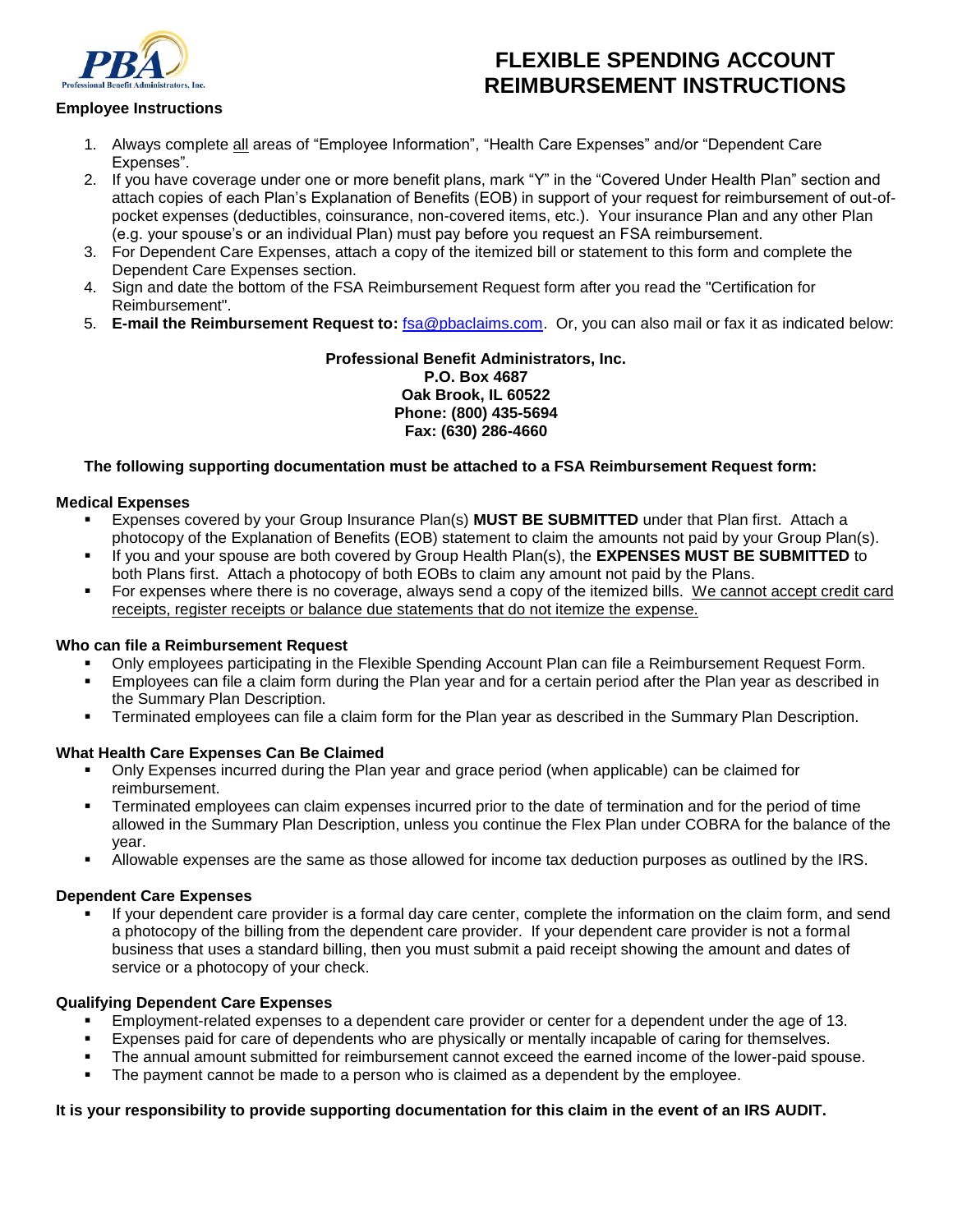# FLEXIBLE SPENDING ACCOUNT REIMBURSEMENT INSTRUCTIONS

PBA
Professional Benefit Administrators, Inc.

**Employee Instructions**

1. Always complete all areas of "Employee Information", "Health Care Expenses" and/or "Dependent Care Expenses".
2. If you have coverage under one or more benefit plans, mark "Y" in the "Covered Under Health Plan" section and attach copies of each Plan's Explanation of Benefits (EOB) in support of your request for reimbursement of out-of-pocket expenses (deductibles, coinsurance, non-covered items, etc.). Your insurance Plan and any other Plan (e.g. your spouse's or an individual Plan) must pay before you request an FSA reimbursement.
3. For Dependent Care Expenses, attach a copy of the itemized bill or statement to this form and complete the Dependent Care Expenses section.
4. Sign and date the bottom of the FSA Reimbursement Request form after you read the "Certification for Reimbursement".
5. **E-mail the Reimbursement Request to:** fsa@pbaclaims.com. Or, you can also mail or fax it as indicated below:

**Professional Benefit Administrators, Inc.**
**P.O. Box 4687**
**Oak Brook, IL 60522**
**Phone: (800) 435-5694**
**Fax: (630) 286-4660**

**The following supporting documentation must be attached to a FSA Reimbursement Request form:**

**Medical Expenses**

- Expenses covered by your Group Insurance Plan(s) **MUST BE SUBMITTED** under that Plan first. Attach a photocopy of the Explanation of Benefits (EOB) statement to claim the amounts not paid by your Group Plan(s).
- If you and your spouse are both covered by Group Health Plan(s), the **EXPENSES MUST BE SUBMITTED** to both Plans first. Attach a photocopy of both EOBs to claim any amount not paid by the Plans.
- For expenses where there is no coverage, always send a copy of the itemized bills. We cannot accept credit card receipts, register receipts or balance due statements that do not itemize the expense.

**Who can file a Reimbursement Request**

- Only employees participating in the Flexible Spending Account Plan can file a Reimbursement Request Form.
- Employees can file a claim form during the Plan year and for a certain period after the Plan year as described in the Summary Plan Description.
- Terminated employees can file a claim form for the Plan year as described in the Summary Plan Description.

**What Health Care Expenses Can Be Claimed**

- Only Expenses incurred during the Plan year and grace period (when applicable) can be claimed for reimbursement.
- Terminated employees can claim expenses incurred prior to the date of termination and for the period of time allowed in the Summary Plan Description, unless you continue the Flex Plan under COBRA for the balance of the year.
- Allowable expenses are the same as those allowed for income tax deduction purposes as outlined by the IRS.

**Dependent Care Expenses**

- If your dependent care provider is a formal day care center, complete the information on the claim form, and send a photocopy of the billing from the dependent care provider. If your dependent care provider is not a formal business that uses a standard billing, then you must submit a paid receipt showing the amount and dates of service or a photocopy of your check.

**Qualifying Dependent Care Expenses**

- Employment-related expenses to a dependent care provider or center for a dependent under the age of 13.
- Expenses paid for care of dependents who are physically or mentally incapable of caring for themselves.
- The annual amount submitted for reimbursement cannot exceed the earned income of the lower-paid spouse.
- The payment cannot be made to a person who is claimed as a dependent by the employee.

**It is your responsibility to provide supporting documentation for this claim in the event of an IRS AUDIT.**